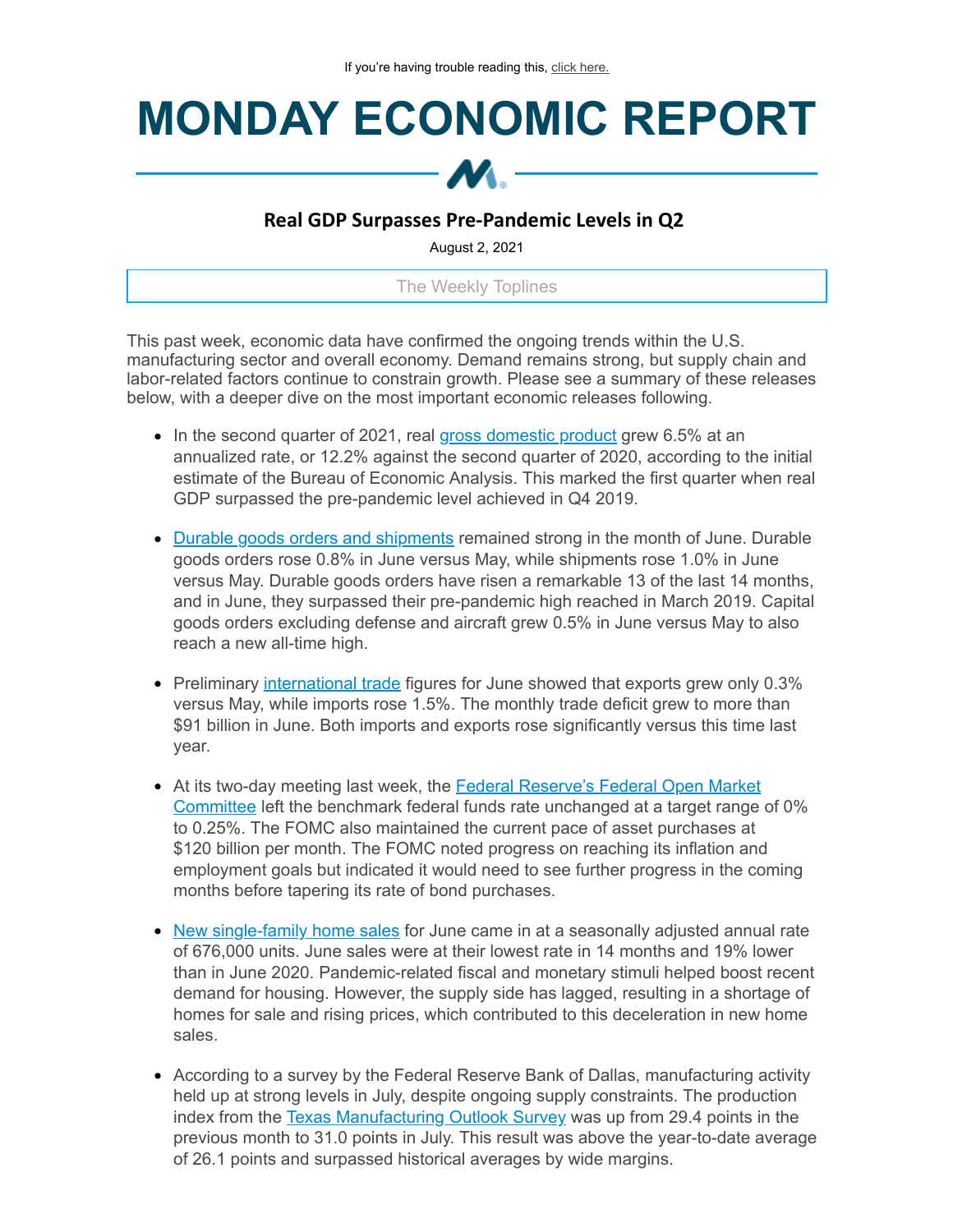If you're having trouble reading this, click here.

# MONDAY ECONOMIC REPORT

## Real GDP Surpasses Pre-Pandemic Levels in Q2

August 2, 2021

### The Weekly Toplines

This past week, economic data have confirmed the ongoing trends within the U.S. manufacturing sector and overall economy. Demand remains strong, but supply chain and labor-related factors continue to constrain growth. Please see a summary of these releases below, with a deeper dive on the most important economic releases following.

- In the second quarter of 2021, real gross domestic product grew 6.5% at an annualized rate, or 12.2% against the second quarter of 2020, according to the initial estimate of the Bureau of Economic Analysis. This marked the first quarter when real GDP surpassed the pre-pandemic level achieved in Q4 2019.
- Durable goods orders and shipments remained strong in the month of June. Durable goods orders rose 0.8% in June versus May, while shipments rose 1.0% in June versus May. Durable goods orders have risen a remarkable 13 of the last 14 months, and in June, they surpassed their pre-pandemic high reached in March 2019. Capital goods orders excluding defense and aircraft grew 0.5% in June versus May to also reach a new all-time high.
- Preliminary international trade figures for June showed that exports grew only 0.3% versus May, while imports rose 1.5%. The monthly trade deficit grew to more than $91 billion in June. Both imports and exports rose significantly versus this time last year.
- At its two-day meeting last week, the Federal Reserve's Federal Open Market Committee left the benchmark federal funds rate unchanged at a target range of 0% to 0.25%. The FOMC also maintained the current pace of asset purchases at $120 billion per month. The FOMC noted progress on reaching its inflation and employment goals but indicated it would need to see further progress in the coming months before tapering its rate of bond purchases.
- New single-family home sales for June came in at a seasonally adjusted annual rate of 676,000 units. June sales were at their lowest rate in 14 months and 19% lower than in June 2020. Pandemic-related fiscal and monetary stimuli helped boost recent demand for housing. However, the supply side has lagged, resulting in a shortage of homes for sale and rising prices, which contributed to this deceleration in new home sales.
- According to a survey by the Federal Reserve Bank of Dallas, manufacturing activity held up at strong levels in July, despite ongoing supply constraints. The production index from the Texas Manufacturing Outlook Survey was up from 29.4 points in the previous month to 31.0 points in July. This result was above the year-to-date average of 26.1 points and surpassed historical averages by wide margins.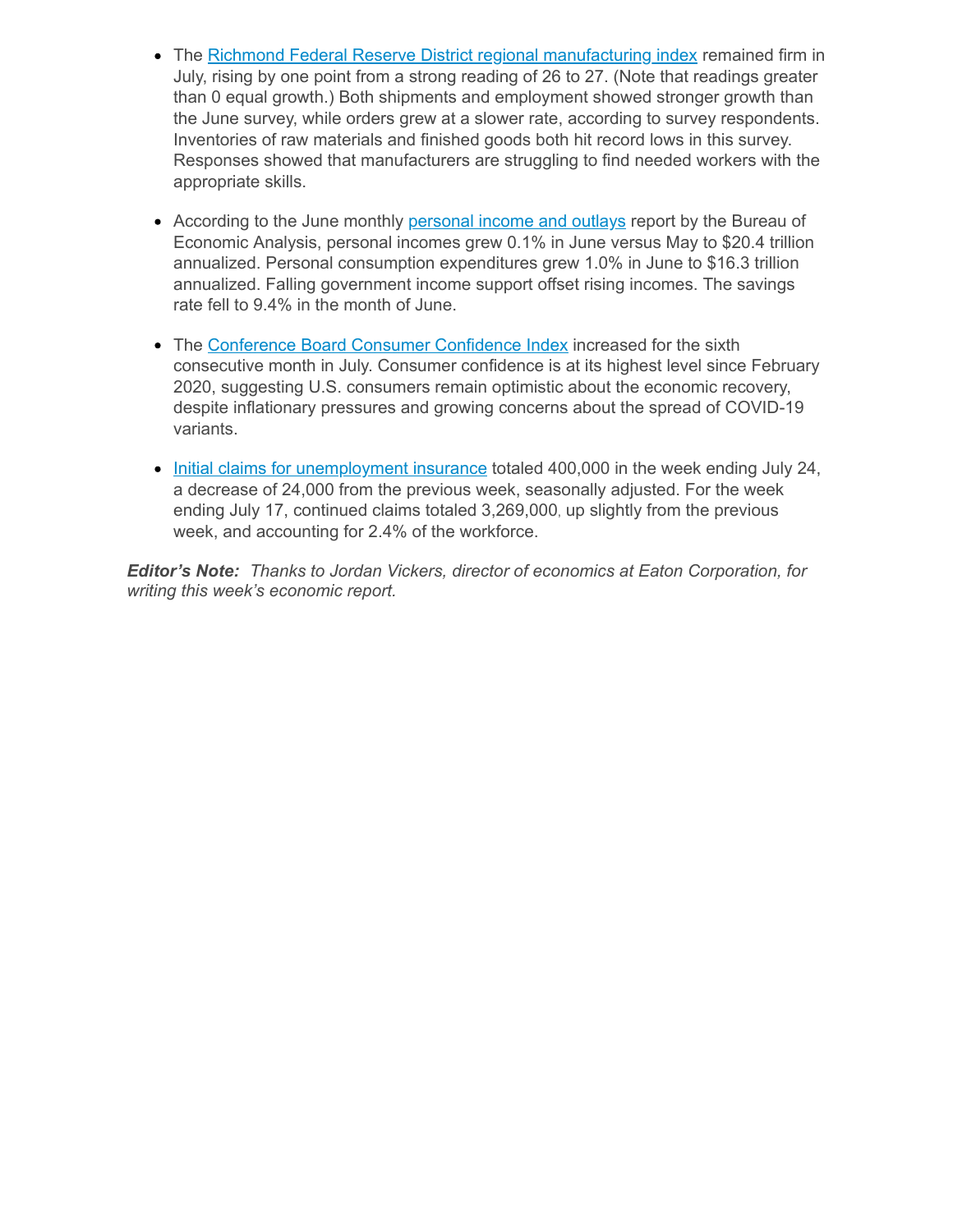- The Richmond Federal Reserve District regional manufacturing index remained firm in July, rising by one point from a strong reading of 26 to 27. (Note that readings greater than 0 equal growth.) Both shipments and employment showed stronger growth than the June survey, while orders grew at a slower rate, according to survey respondents. Inventories of raw materials and finished goods both hit record lows in this survey. Responses showed that manufacturers are struggling to find needed workers with the appropriate skills.

- According to the June monthly personal income and outlays report by the Bureau of Economic Analysis, personal incomes grew 0.1% in June versus May to $20.4 trillion annualized. Personal consumption expenditures grew 1.0% in June to $16.3 trillion annualized. Falling government income support offset rising incomes. The savings rate fell to 9.4% in the month of June.

- The Conference Board Consumer Confidence Index increased for the sixth consecutive month in July. Consumer confidence is at its highest level since February 2020, suggesting U.S. consumers remain optimistic about the economic recovery, despite inflationary pressures and growing concerns about the spread of COVID-19 variants.

- Initial claims for unemployment insurance totaled 400,000 in the week ending July 24, a decrease of 24,000 from the previous week, seasonally adjusted. For the week ending July 17, continued claims totaled 3,269,000, up slightly from the previous week, and accounting for 2.4% of the workforce.

***Editor's Note:*** *Thanks to Jordan Vickers, director of economics at Eaton Corporation, for writing this week's economic report.*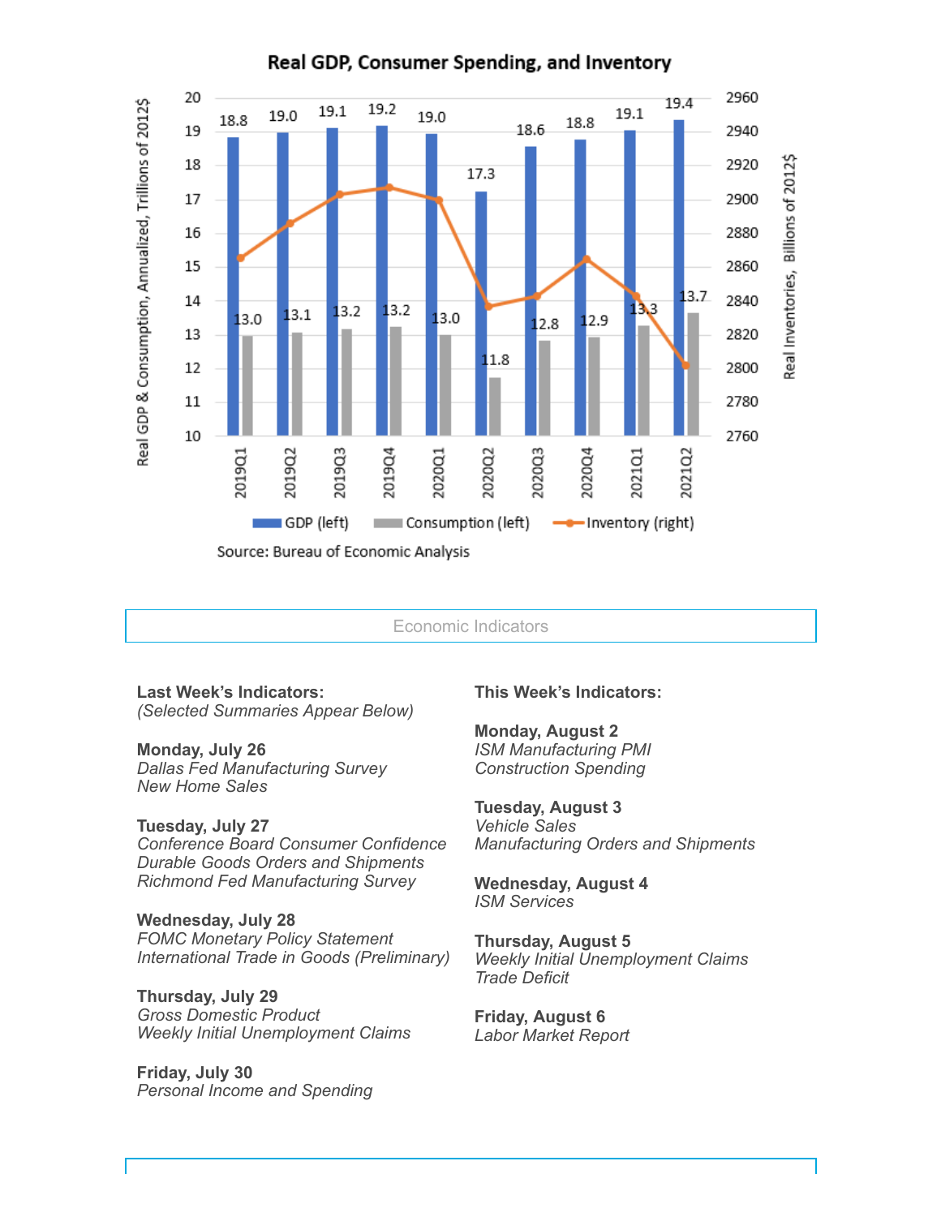**Real GDP, Consumer Spending, and Inventory**

| Quarter | GDP (left) | Consumption (left) |
|---|---|---|
| 2019Q1 | 18.8 | 13.0 |
| 2019Q2 | 19.0 | 13.1 |
| 2019Q3 | 19.1 | 13.2 |
| 2019Q4 | 19.2 | 13.2 |
| 2020Q1 | 19.0 | 13.0 |
| 2020Q2 | 17.3 | 11.8 |
| 2020Q3 | 18.6 | 12.8 |
| 2020Q4 | 18.8 | 12.9 |
| 2021Q1 | 19.1 | 13.3 |
| 2021Q2 | 19.4 | 13.7 |

Real GDP & Consumption, Annualized, Trillions of 2012$; Real Inventories, Billions of 2012$

Source: Bureau of Economic Analysis

Economic Indicators

**Last Week's Indicators:**
*(Selected Summaries Appear Below)*

**Monday, July 26**
*Dallas Fed Manufacturing Survey*
*New Home Sales*

**Tuesday, July 27**
*Conference Board Consumer Confidence*
*Durable Goods Orders and Shipments*
*Richmond Fed Manufacturing Survey*

**Wednesday, July 28**
*FOMC Monetary Policy Statement*
*International Trade in Goods (Preliminary)*

**Thursday, July 29**
*Gross Domestic Product*
*Weekly Initial Unemployment Claims*

**Friday, July 30**
*Personal Income and Spending*

**This Week's Indicators:**

**Monday, August 2**
*ISM Manufacturing PMI*
*Construction Spending*

**Tuesday, August 3**
*Vehicle Sales*
*Manufacturing Orders and Shipments*

**Wednesday, August 4**
*ISM Services*

**Thursday, August 5**
*Weekly Initial Unemployment Claims*
*Trade Deficit*

**Friday, August 6**
*Labor Market Report*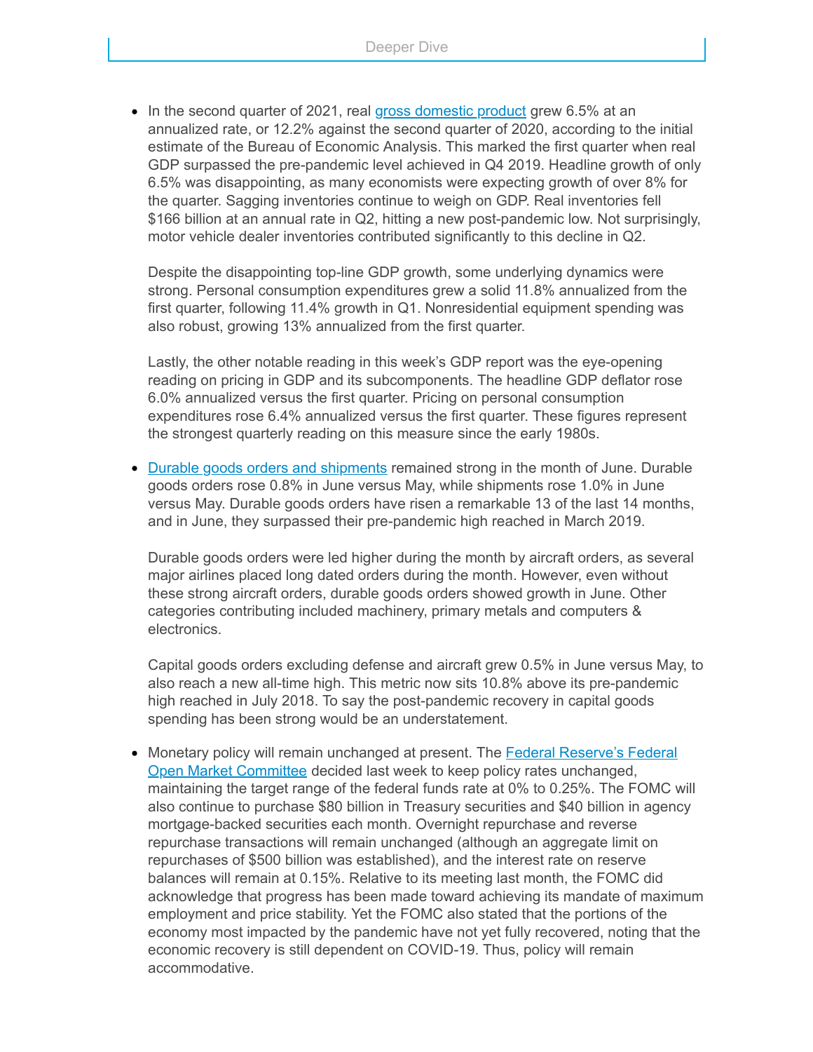## Deeper Dive

- In the second quarter of 2021, real gross domestic product grew 6.5% at an annualized rate, or 12.2% against the second quarter of 2020, according to the initial estimate of the Bureau of Economic Analysis. This marked the first quarter when real GDP surpassed the pre-pandemic level achieved in Q4 2019. Headline growth of only 6.5% was disappointing, as many economists were expecting growth of over 8% for the quarter. Sagging inventories continue to weigh on GDP. Real inventories fell $166 billion at an annual rate in Q2, hitting a new post-pandemic low. Not surprisingly, motor vehicle dealer inventories contributed significantly to this decline in Q2.

  Despite the disappointing top-line GDP growth, some underlying dynamics were strong. Personal consumption expenditures grew a solid 11.8% annualized from the first quarter, following 11.4% growth in Q1. Nonresidential equipment spending was also robust, growing 13% annualized from the first quarter.

  Lastly, the other notable reading in this week's GDP report was the eye-opening reading on pricing in GDP and its subcomponents. The headline GDP deflator rose 6.0% annualized versus the first quarter. Pricing on personal consumption expenditures rose 6.4% annualized versus the first quarter. These figures represent the strongest quarterly reading on this measure since the early 1980s.

- Durable goods orders and shipments remained strong in the month of June. Durable goods orders rose 0.8% in June versus May, while shipments rose 1.0% in June versus May. Durable goods orders have risen a remarkable 13 of the last 14 months, and in June, they surpassed their pre-pandemic high reached in March 2019.

  Durable goods orders were led higher during the month by aircraft orders, as several major airlines placed long dated orders during the month. However, even without these strong aircraft orders, durable goods orders showed growth in June. Other categories contributing included machinery, primary metals and computers & electronics.

  Capital goods orders excluding defense and aircraft grew 0.5% in June versus May, to also reach a new all-time high. This metric now sits 10.8% above its pre-pandemic high reached in July 2018. To say the post-pandemic recovery in capital goods spending has been strong would be an understatement.

- Monetary policy will remain unchanged at present. The Federal Reserve's Federal Open Market Committee decided last week to keep policy rates unchanged, maintaining the target range of the federal funds rate at 0% to 0.25%. The FOMC will also continue to purchase $80 billion in Treasury securities and $40 billion in agency mortgage-backed securities each month. Overnight repurchase and reverse repurchase transactions will remain unchanged (although an aggregate limit on repurchases of $500 billion was established), and the interest rate on reserve balances will remain at 0.15%. Relative to its meeting last month, the FOMC did acknowledge that progress has been made toward achieving its mandate of maximum employment and price stability. Yet the FOMC also stated that the portions of the economy most impacted by the pandemic have not yet fully recovered, noting that the economic recovery is still dependent on COVID-19. Thus, policy will remain accommodative.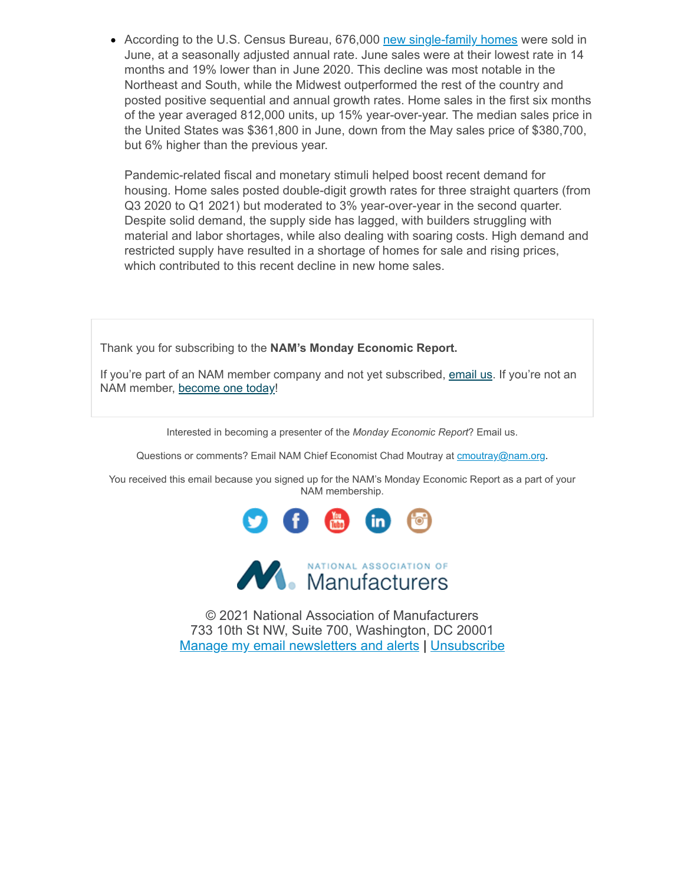- According to the U.S. Census Bureau, 676,000 new single-family homes were sold in June, at a seasonally adjusted annual rate. June sales were at their lowest rate in 14 months and 19% lower than in June 2020. This decline was most notable in the Northeast and South, while the Midwest outperformed the rest of the country and posted positive sequential and annual growth rates. Home sales in the first six months of the year averaged 812,000 units, up 15% year-over-year. The median sales price in the United States was $361,800 in June, down from the May sales price of $380,700, but 6% higher than the previous year.

  Pandemic-related fiscal and monetary stimuli helped boost recent demand for housing. Home sales posted double-digit growth rates for three straight quarters (from Q3 2020 to Q1 2021) but moderated to 3% year-over-year in the second quarter. Despite solid demand, the supply side has lagged, with builders struggling with material and labor shortages, while also dealing with soaring costs. High demand and restricted supply have resulted in a shortage of homes for sale and rising prices, which contributed to this recent decline in new home sales.

Thank you for subscribing to the **NAM's Monday Economic Report.**

If you're part of an NAM member company and not yet subscribed, email us. If you're not an NAM member, become one today!

Interested in becoming a presenter of the *Monday Economic Report*? Email us.

Questions or comments? Email NAM Chief Economist Chad Moutray at cmoutray@nam.org.

You received this email because you signed up for the NAM's Monday Economic Report as a part of your NAM membership.

National Association of Manufacturers

© 2021 National Association of Manufacturers
733 10th St NW, Suite 700, Washington, DC 20001
Manage my email newsletters and alerts | Unsubscribe